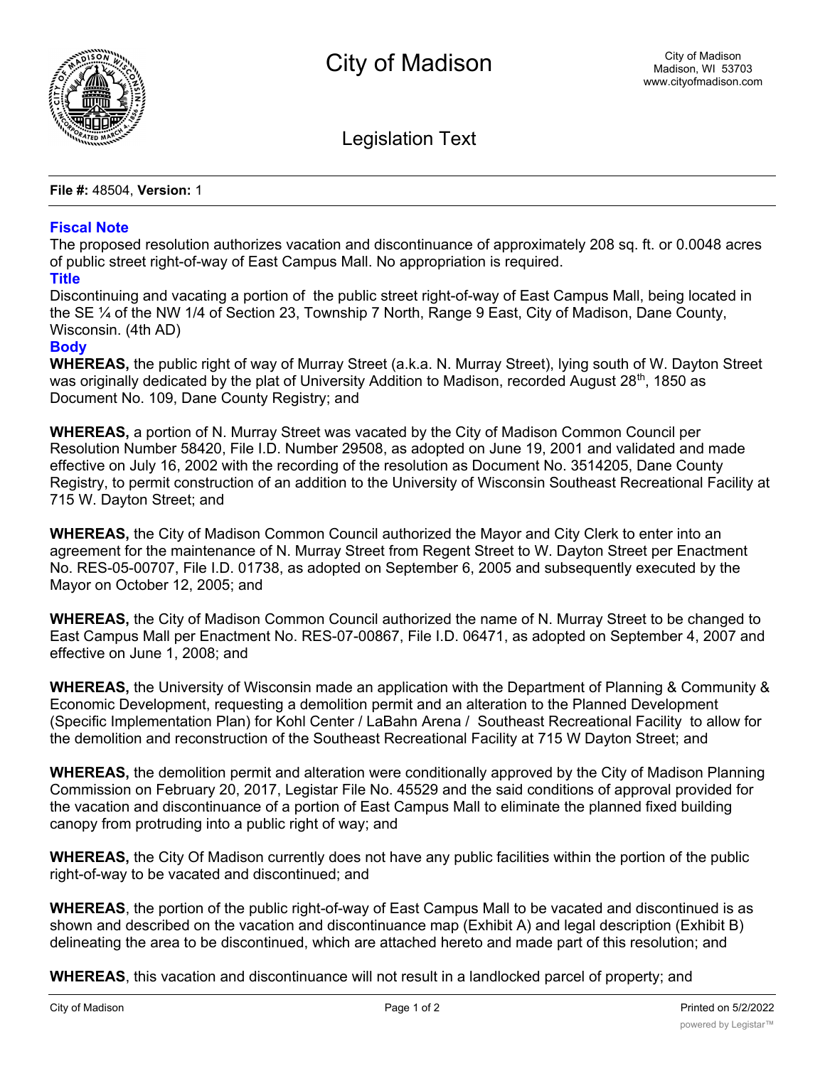# City of Madison

Legislation Text

**File #:** 48504, **Version:** 1

**Fiscal Note**

The proposed resolution authorizes vacation and discontinuance of approximately 208 sq. ft. or 0.0048 acres of public street right-of-way of East Campus Mall. No appropriation is required.

**Title**

Discontinuing and vacating a portion of the public street right-of-way of East Campus Mall, being located in the SE ¼ of the NW 1/4 of Section 23, Township 7 North, Range 9 East, City of Madison, Dane County, Wisconsin. (4th AD)

**Body**

**WHEREAS,** the public right of way of Murray Street (a.k.a. N. Murray Street), lying south of W. Dayton Street was originally dedicated by the plat of University Addition to Madison, recorded August 28th, 1850 as Document No. 109, Dane County Registry; and

**WHEREAS,** a portion of N. Murray Street was vacated by the City of Madison Common Council per Resolution Number 58420, File I.D. Number 29508, as adopted on June 19, 2001 and validated and made effective on July 16, 2002 with the recording of the resolution as Document No. 3514205, Dane County Registry, to permit construction of an addition to the University of Wisconsin Southeast Recreational Facility at 715 W. Dayton Street; and

**WHEREAS,** the City of Madison Common Council authorized the Mayor and City Clerk to enter into an agreement for the maintenance of N. Murray Street from Regent Street to W. Dayton Street per Enactment No. RES-05-00707, File I.D. 01738, as adopted on September 6, 2005 and subsequently executed by the Mayor on October 12, 2005; and

**WHEREAS,** the City of Madison Common Council authorized the name of N. Murray Street to be changed to East Campus Mall per Enactment No. RES-07-00867, File I.D. 06471, as adopted on September 4, 2007 and effective on June 1, 2008; and

**WHEREAS,** the University of Wisconsin made an application with the Department of Planning & Community & Economic Development, requesting a demolition permit and an alteration to the Planned Development (Specific Implementation Plan) for Kohl Center / LaBahn Arena / Southeast Recreational Facility to allow for the demolition and reconstruction of the Southeast Recreational Facility at 715 W Dayton Street; and

**WHEREAS,** the demolition permit and alteration were conditionally approved by the City of Madison Planning Commission on February 20, 2017, Legistar File No. 45529 and the said conditions of approval provided for the vacation and discontinuance of a portion of East Campus Mall to eliminate the planned fixed building canopy from protruding into a public right of way; and

**WHEREAS,** the City Of Madison currently does not have any public facilities within the portion of the public right-of-way to be vacated and discontinued; and

**WHEREAS**, the portion of the public right-of-way of East Campus Mall to be vacated and discontinued is as shown and described on the vacation and discontinuance map (Exhibit A) and legal description (Exhibit B) delineating the area to be discontinued, which are attached hereto and made part of this resolution; and

**WHEREAS**, this vacation and discontinuance will not result in a landlocked parcel of property; and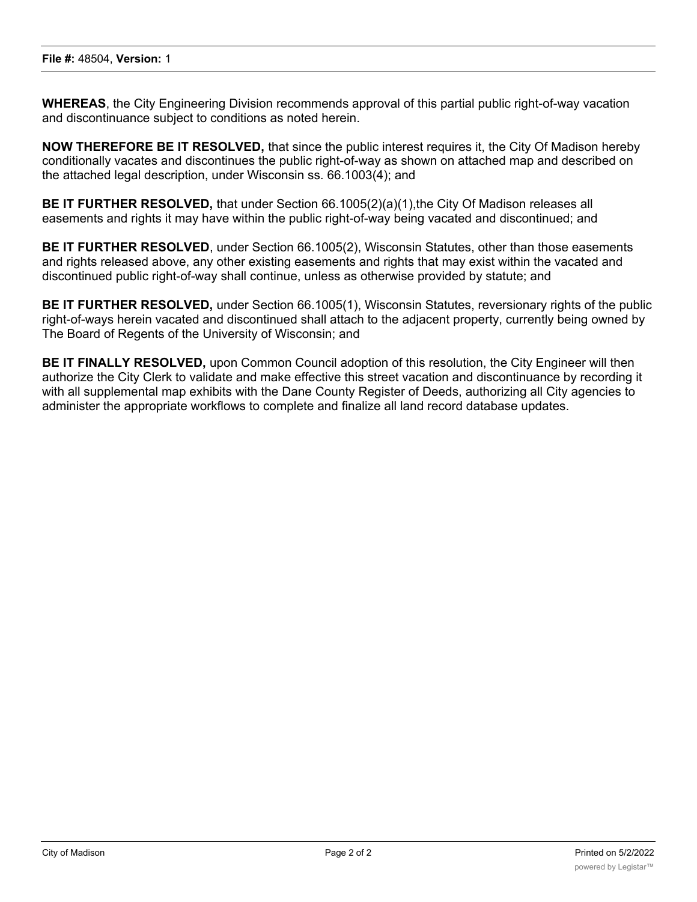**File #:** 48504, **Version:** 1

**WHEREAS**, the City Engineering Division recommends approval of this partial public right-of-way vacation and discontinuance subject to conditions as noted herein.

**NOW THEREFORE BE IT RESOLVED,** that since the public interest requires it, the City Of Madison hereby conditionally vacates and discontinues the public right-of-way as shown on attached map and described on the attached legal description, under Wisconsin ss. 66.1003(4); and

**BE IT FURTHER RESOLVED,** that under Section 66.1005(2)(a)(1),the City Of Madison releases all easements and rights it may have within the public right-of-way being vacated and discontinued; and

**BE IT FURTHER RESOLVED**, under Section 66.1005(2), Wisconsin Statutes, other than those easements and rights released above, any other existing easements and rights that may exist within the vacated and discontinued public right-of-way shall continue, unless as otherwise provided by statute; and

**BE IT FURTHER RESOLVED,** under Section 66.1005(1), Wisconsin Statutes, reversionary rights of the public right-of-ways herein vacated and discontinued shall attach to the adjacent property, currently being owned by The Board of Regents of the University of Wisconsin; and

**BE IT FINALLY RESOLVED,** upon Common Council adoption of this resolution, the City Engineer will then authorize the City Clerk to validate and make effective this street vacation and discontinuance by recording it with all supplemental map exhibits with the Dane County Register of Deeds, authorizing all City agencies to administer the appropriate workflows to complete and finalize all land record database updates.